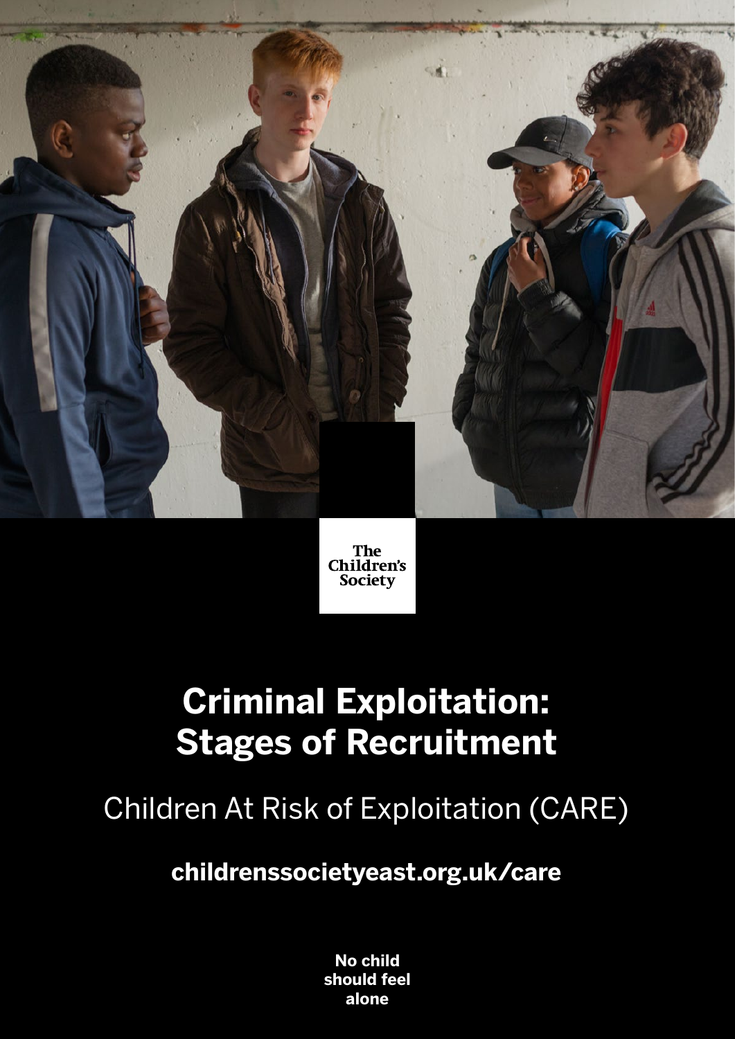The Children's Society

# Criminal Exploitation: Stages of Recruitment

## Children At Risk of Exploitation (CARE)

**childrenssocietyeast.org.uk/care**

**No child should feel alone**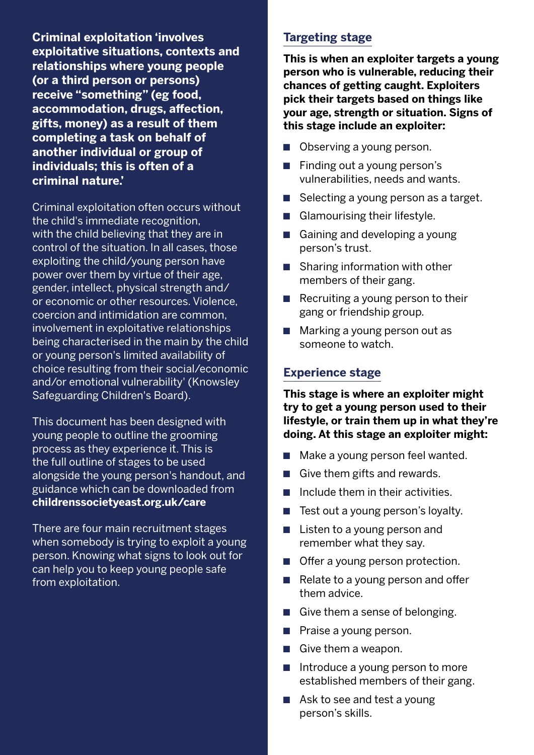**Criminal exploitation 'involves exploitative situations, contexts and relationships where young people (or a third person or persons) receive "something" (eg food, accommodation, drugs, affection, gifts, money) as a result of them completing a task on behalf of another individual or group of individuals; this is often of a criminal nature.'**

Criminal exploitation often occurs without the child's immediate recognition, with the child believing that they are in control of the situation. In all cases, those exploiting the child/young person have power over them by virtue of their age, gender, intellect, physical strength and/or economic or other resources. Violence, coercion and intimidation are common, involvement in exploitative relationships being characterised in the main by the child or young person's limited availability of choice resulting from their social/economic and/or emotional vulnerability' (Knowsley Safeguarding Children's Board).

This document has been designed with young people to outline the grooming process as they experience it. This is the full outline of stages to be used alongside the young person's handout, and guidance which can be downloaded from **childrenssocietyeast.org.uk/care**

There are four main recruitment stages when somebody is trying to exploit a young person. Knowing what signs to look out for can help you to keep young people safe from exploitation.

## Targeting stage

**This is when an exploiter targets a young person who is vulnerable, reducing their chances of getting caught. Exploiters pick their targets based on things like your age, strength or situation. Signs of this stage include an exploiter:**

- Observing a young person.
- Finding out a young person's vulnerabilities, needs and wants.
- Selecting a young person as a target.
- Glamourising their lifestyle.
- Gaining and developing a young person's trust.
- Sharing information with other members of their gang.
- Recruiting a young person to their gang or friendship group.
- Marking a young person out as someone to watch.

## Experience stage

**This stage is where an exploiter might try to get a young person used to their lifestyle, or train them up in what they're doing. At this stage an exploiter might:**

- Make a young person feel wanted.
- Give them gifts and rewards.
- Include them in their activities.
- Test out a young person's loyalty.
- Listen to a young person and remember what they say.
- Offer a young person protection.
- Relate to a young person and offer them advice.
- Give them a sense of belonging.
- Praise a young person.
- Give them a weapon.
- Introduce a young person to more established members of their gang.
- Ask to see and test a young person's skills.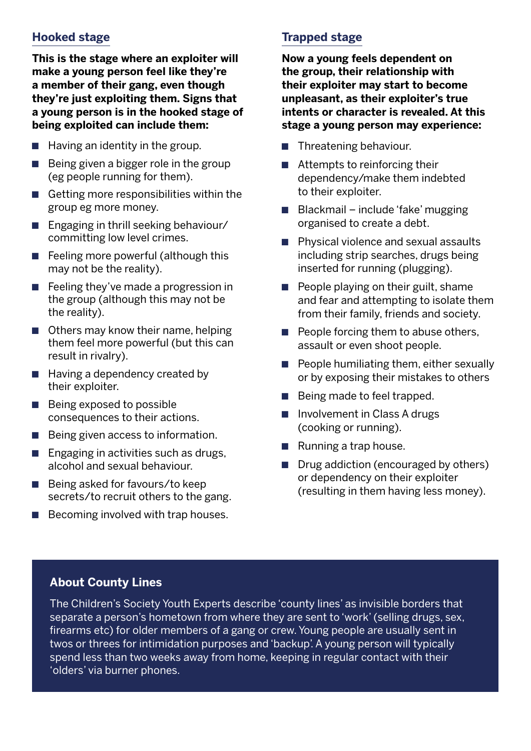## Hooked stage

**This is the stage where an exploiter will make a young person feel like they're a member of their gang, even though they're just exploiting them. Signs that a young person is in the hooked stage of being exploited can include them:**

- Having an identity in the group.
- Being given a bigger role in the group (eg people running for them).
- Getting more responsibilities within the group eg more money.
- Engaging in thrill seeking behaviour/ committing low level crimes.
- Feeling more powerful (although this may not be the reality).
- Feeling they've made a progression in the group (although this may not be the reality).
- Others may know their name, helping them feel more powerful (but this can result in rivalry).
- Having a dependency created by their exploiter.
- Being exposed to possible consequences to their actions.
- Being given access to information.
- Engaging in activities such as drugs, alcohol and sexual behaviour.
- Being asked for favours/to keep secrets/to recruit others to the gang.
- Becoming involved with trap houses.

## Trapped stage

**Now a young feels dependent on the group, their relationship with their exploiter may start to become unpleasant, as their exploiter's true intents or character is revealed. At this stage a young person may experience:**

- Threatening behaviour.
- Attempts to reinforcing their dependency/make them indebted to their exploiter.
- Blackmail – include 'fake' mugging organised to create a debt.
- Physical violence and sexual assaults including strip searches, drugs being inserted for running (plugging).
- People playing on their guilt, shame and fear and attempting to isolate them from their family, friends and society.
- People forcing them to abuse others, assault or even shoot people.
- People humiliating them, either sexually or by exposing their mistakes to others
- Being made to feel trapped.
- Involvement in Class A drugs (cooking or running).
- Running a trap house.
- Drug addiction (encouraged by others) or dependency on their exploiter (resulting in them having less money).

### About County Lines

The Children's Society Youth Experts describe 'county lines' as invisible borders that separate a person's hometown from where they are sent to 'work' (selling drugs, sex, firearms etc) for older members of a gang or crew. Young people are usually sent in twos or threes for intimidation purposes and 'backup'. A young person will typically spend less than two weeks away from home, keeping in regular contact with their 'olders' via burner phones.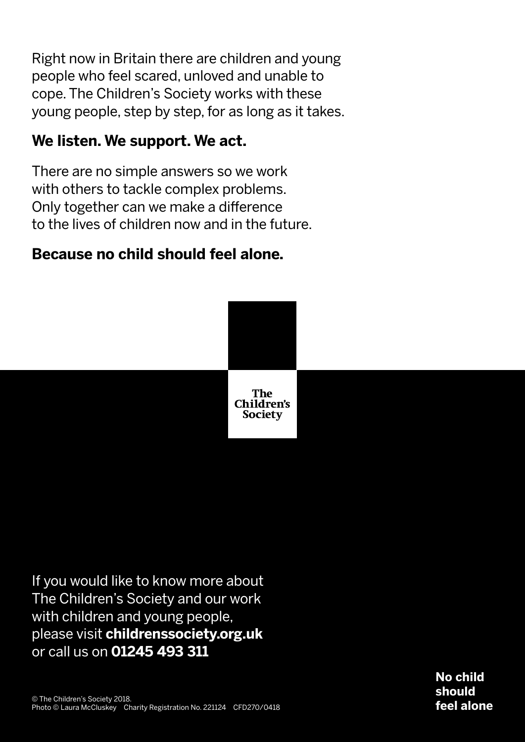Right now in Britain there are children and young people who feel scared, unloved and unable to cope. The Children's Society works with these young people, step by step, for as long as it takes.

**We listen. We support. We act.**

There are no simple answers so we work with others to tackle complex problems. Only together can we make a difference to the lives of children now and in the future.

**Because no child should feel alone.**

The Children's Society

If you would like to know more about The Children's Society and our work with children and young people, please visit **childrenssociety.org.uk** or call us on **01245 493 311**

© The Children's Society 2018.
Photo © Laura McCluskey Charity Registration No. 221124 CFD270/0418

**No child should feel alone**